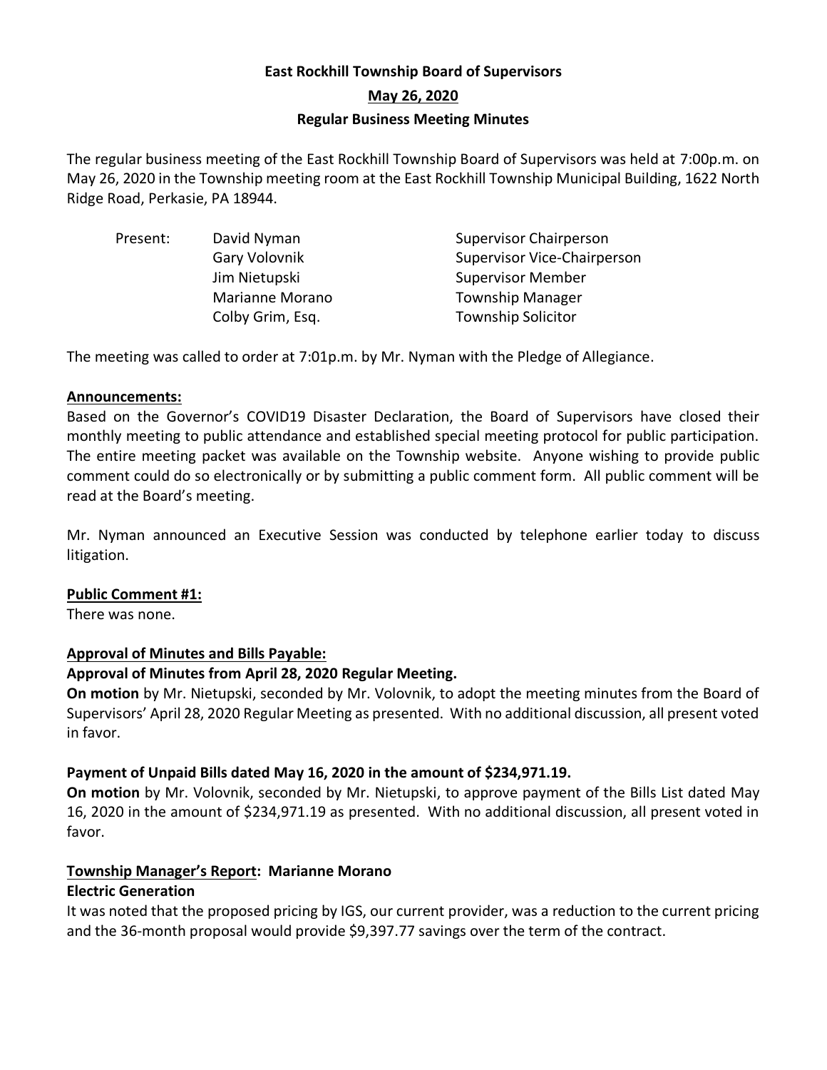# East Rockhill Township Board of Supervisors

## May 26, 2020

## Regular Business Meeting Minutes

The regular business meeting of the East Rockhill Township Board of Supervisors was held at 7:00p.m. on May 26, 2020 in the Township meeting room at the East Rockhill Township Municipal Building, 1622 North Ridge Road, Perkasie, PA 18944.

| | | |
|---|---|---|
| Present: | David Nyman | Supervisor Chairperson |
| | Gary Volovnik | Supervisor Vice-Chairperson |
| | Jim Nietupski | Supervisor Member |
| | Marianne Morano | Township Manager |
| | Colby Grim, Esq. | Township Solicitor |

The meeting was called to order at 7:01p.m. by Mr. Nyman with the Pledge of Allegiance.

**Announcements:**

Based on the Governor's COVID19 Disaster Declaration, the Board of Supervisors have closed their monthly meeting to public attendance and established special meeting protocol for public participation. The entire meeting packet was available on the Township website. Anyone wishing to provide public comment could do so electronically or by submitting a public comment form. All public comment will be read at the Board's meeting.

Mr. Nyman announced an Executive Session was conducted by telephone earlier today to discuss litigation.

**Public Comment #1:**

There was none.

**Approval of Minutes and Bills Payable:**

**Approval of Minutes from April 28, 2020 Regular Meeting.**

**On motion** by Mr. Nietupski, seconded by Mr. Volovnik, to adopt the meeting minutes from the Board of Supervisors' April 28, 2020 Regular Meeting as presented. With no additional discussion, all present voted in favor.

**Payment of Unpaid Bills dated May 16, 2020 in the amount of $234,971.19.**

**On motion** by Mr. Volovnik, seconded by Mr. Nietupski, to approve payment of the Bills List dated May 16, 2020 in the amount of $234,971.19 as presented. With no additional discussion, all present voted in favor.

**Township Manager's Report: Marianne Morano**

**Electric Generation**

It was noted that the proposed pricing by IGS, our current provider, was a reduction to the current pricing and the 36-month proposal would provide $9,397.77 savings over the term of the contract.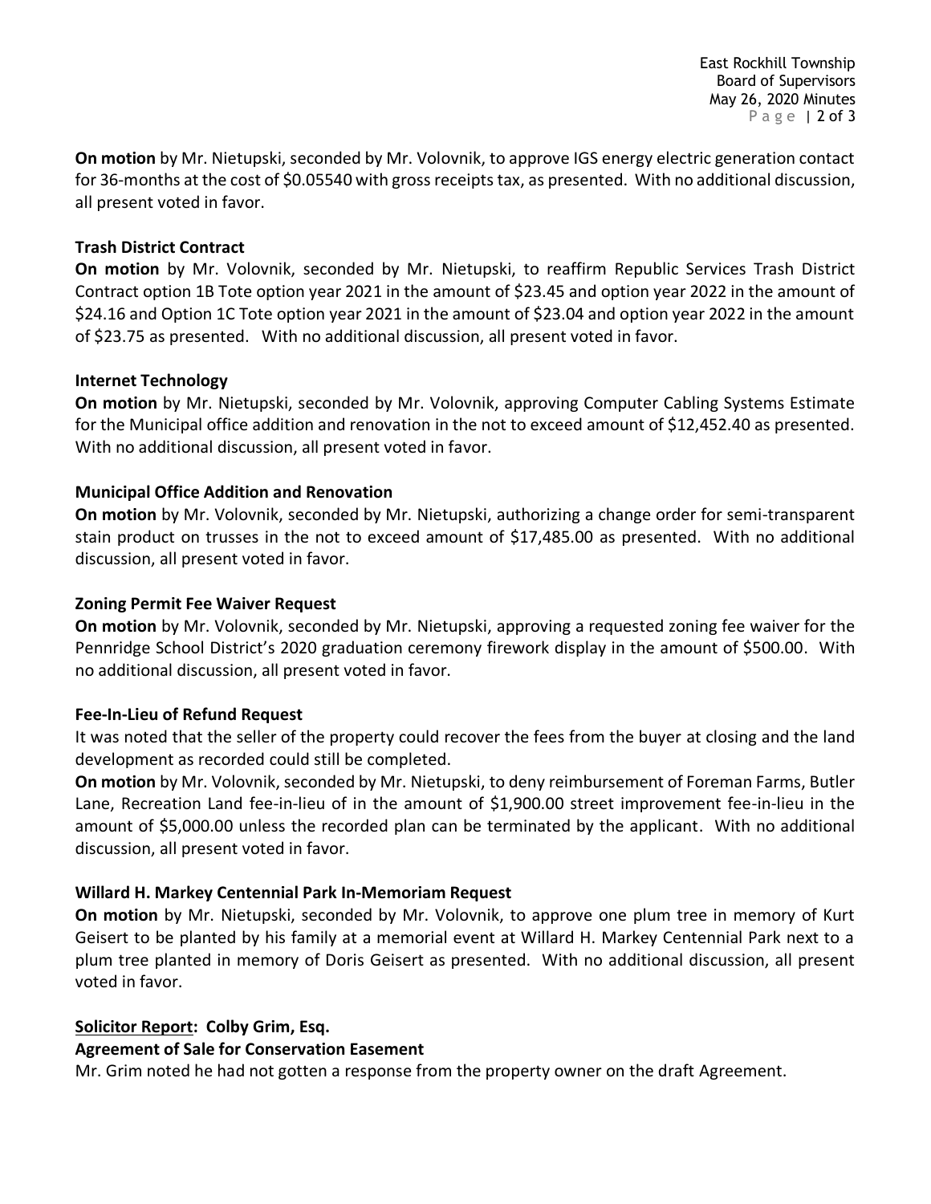**On motion** by Mr. Nietupski, seconded by Mr. Volovnik, to approve IGS energy electric generation contact for 36-months at the cost of $0.05540 with gross receipts tax, as presented. With no additional discussion, all present voted in favor.

**Trash District Contract**

**On motion** by Mr. Volovnik, seconded by Mr. Nietupski, to reaffirm Republic Services Trash District Contract option 1B Tote option year 2021 in the amount of $23.45 and option year 2022 in the amount of $24.16 and Option 1C Tote option year 2021 in the amount of $23.04 and option year 2022 in the amount of $23.75 as presented. With no additional discussion, all present voted in favor.

**Internet Technology**

**On motion** by Mr. Nietupski, seconded by Mr. Volovnik, approving Computer Cabling Systems Estimate for the Municipal office addition and renovation in the not to exceed amount of $12,452.40 as presented. With no additional discussion, all present voted in favor.

**Municipal Office Addition and Renovation**

**On motion** by Mr. Volovnik, seconded by Mr. Nietupski, authorizing a change order for semi-transparent stain product on trusses in the not to exceed amount of $17,485.00 as presented. With no additional discussion, all present voted in favor.

**Zoning Permit Fee Waiver Request**

**On motion** by Mr. Volovnik, seconded by Mr. Nietupski, approving a requested zoning fee waiver for the Pennridge School District's 2020 graduation ceremony firework display in the amount of $500.00. With no additional discussion, all present voted in favor.

**Fee-In-Lieu of Refund Request**

It was noted that the seller of the property could recover the fees from the buyer at closing and the land development as recorded could still be completed.

**On motion** by Mr. Volovnik, seconded by Mr. Nietupski, to deny reimbursement of Foreman Farms, Butler Lane, Recreation Land fee-in-lieu of in the amount of $1,900.00 street improvement fee-in-lieu in the amount of $5,000.00 unless the recorded plan can be terminated by the applicant. With no additional discussion, all present voted in favor.

**Willard H. Markey Centennial Park In-Memoriam Request**

**On motion** by Mr. Nietupski, seconded by Mr. Volovnik, to approve one plum tree in memory of Kurt Geisert to be planted by his family at a memorial event at Willard H. Markey Centennial Park next to a plum tree planted in memory of Doris Geisert as presented. With no additional discussion, all present voted in favor.

**Solicitor Report: Colby Grim, Esq.**

**Agreement of Sale for Conservation Easement**

Mr. Grim noted he had not gotten a response from the property owner on the draft Agreement.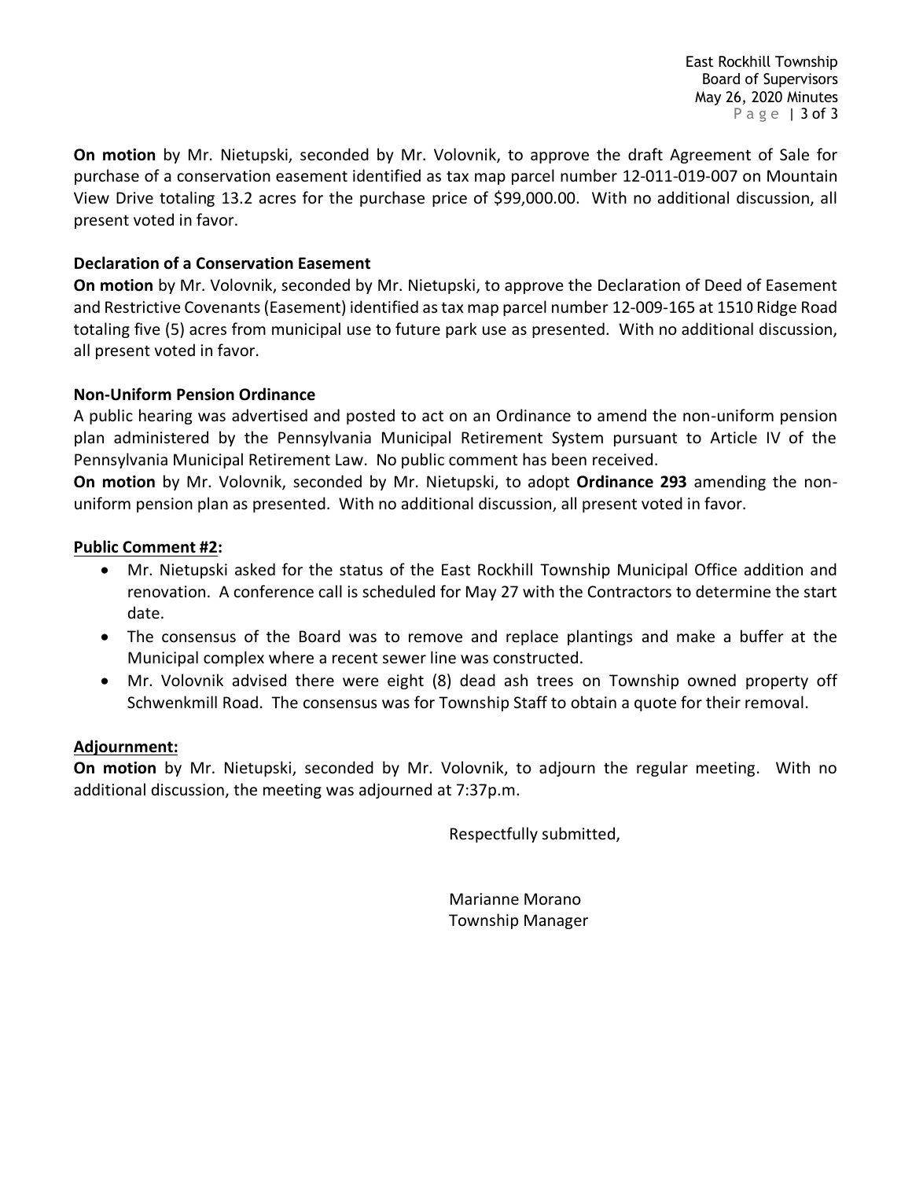**On motion** by Mr. Nietupski, seconded by Mr. Volovnik, to approve the draft Agreement of Sale for purchase of a conservation easement identified as tax map parcel number 12-011-019-007 on Mountain View Drive totaling 13.2 acres for the purchase price of $99,000.00. With no additional discussion, all present voted in favor.

**Declaration of a Conservation Easement**

**On motion** by Mr. Volovnik, seconded by Mr. Nietupski, to approve the Declaration of Deed of Easement and Restrictive Covenants (Easement) identified as tax map parcel number 12-009-165 at 1510 Ridge Road totaling five (5) acres from municipal use to future park use as presented. With no additional discussion, all present voted in favor.

**Non-Uniform Pension Ordinance**

A public hearing was advertised and posted to act on an Ordinance to amend the non-uniform pension plan administered by the Pennsylvania Municipal Retirement System pursuant to Article IV of the Pennsylvania Municipal Retirement Law. No public comment has been received.

**On motion** by Mr. Volovnik, seconded by Mr. Nietupski, to adopt **Ordinance 293** amending the non-uniform pension plan as presented. With no additional discussion, all present voted in favor.

**Public Comment #2:**

- Mr. Nietupski asked for the status of the East Rockhill Township Municipal Office addition and renovation. A conference call is scheduled for May 27 with the Contractors to determine the start date.
- The consensus of the Board was to remove and replace plantings and make a buffer at the Municipal complex where a recent sewer line was constructed.
- Mr. Volovnik advised there were eight (8) dead ash trees on Township owned property off Schwenkmill Road. The consensus was for Township Staff to obtain a quote for their removal.

**Adjournment:**

**On motion** by Mr. Nietupski, seconded by Mr. Volovnik, to adjourn the regular meeting. With no additional discussion, the meeting was adjourned at 7:37p.m.

Respectfully submitted,

Marianne Morano
Township Manager